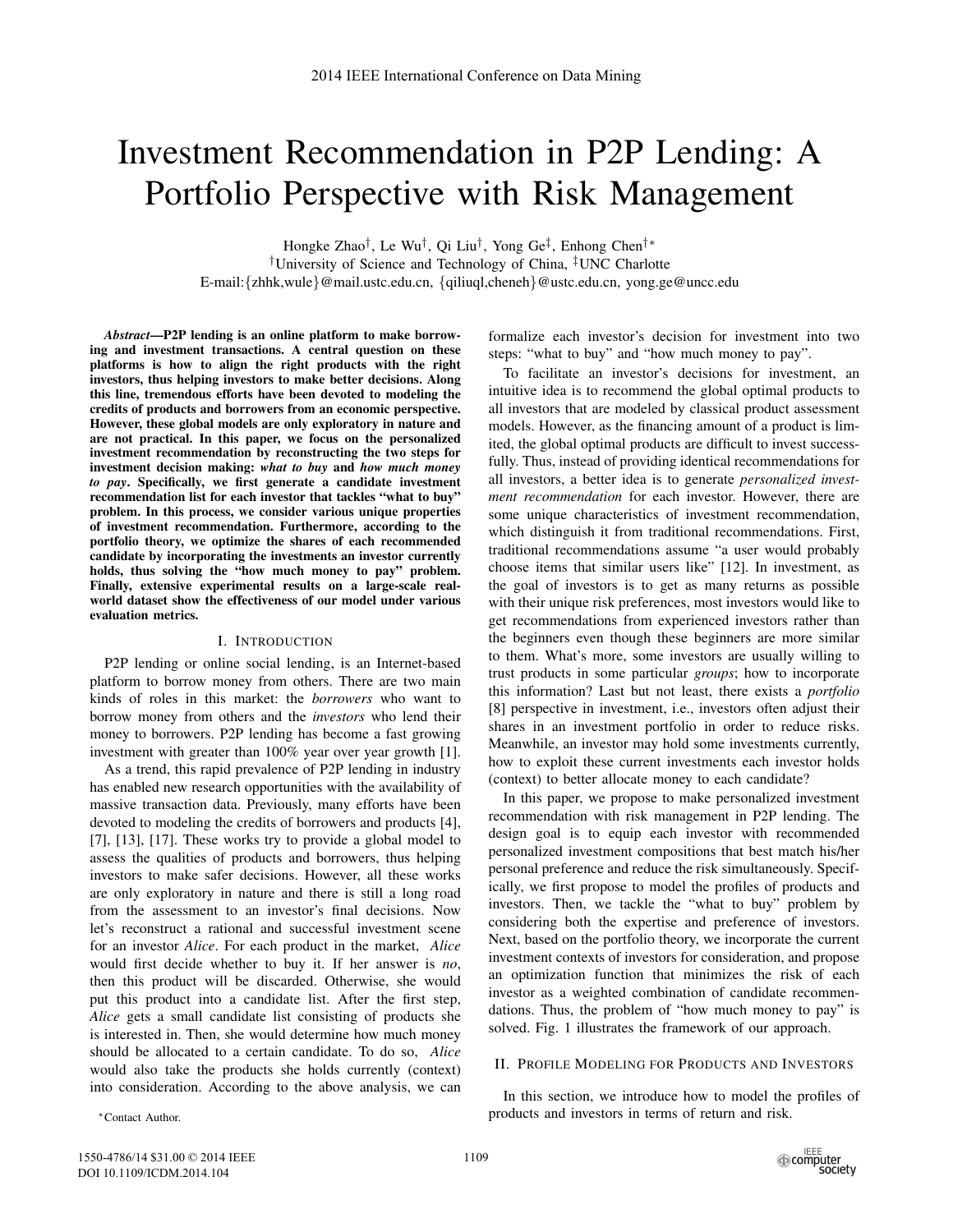# Investment Recommendation in P2P Lending: A Portfolio Perspective with Risk Management

Hongke Zhao[†], Le Wu[†], Qi Liu[†], Yong Ge[‡], Enhong Chen[†*]

[†]University of Science and Technology of China, [‡]UNC Charlotte

E-mail:{zhhk,wule}@mail.ustc.edu.cn, {qiliuql,cheneh}@ustc.edu.cn, yong.ge@uncc.edu

***Abstract*—P2P lending is an online platform to make borrowing and investment transactions. A central question on these platforms is how to align the right products with the right investors, thus helping investors to make better decisions. Along this line, tremendous efforts have been devoted to modeling the credits of products and borrowers from an economic perspective. However, these global models are only exploratory in nature and are not practical. In this paper, we focus on the personalized investment recommendation by reconstructing the two steps for investment decision making: *what to buy* and *how much money to pay*. Specifically, we first generate a candidate investment recommendation list for each investor that tackles "what to buy" problem. In this process, we consider various unique properties of investment recommendation. Furthermore, according to the portfolio theory, we optimize the shares of each recommended candidate by incorporating the investments an investor currently holds, thus solving the "how much money to pay" problem. Finally, extensive experimental results on a large-scale real-world dataset show the effectiveness of our model under various evaluation metrics.**

## I. Introduction

P2P lending or online social lending, is an Internet-based platform to borrow money from others. There are two main kinds of roles in this market: the *borrowers* who want to borrow money from others and the *investors* who lend their money to borrowers. P2P lending has become a fast growing investment with greater than 100% year over year growth [1].

As a trend, this rapid prevalence of P2P lending in industry has enabled new research opportunities with the availability of massive transaction data. Previously, many efforts have been devoted to modeling the credits of borrowers and products [4], [7], [13], [17]. These works try to provide a global model to assess the qualities of products and borrowers, thus helping investors to make safer decisions. However, all these works are only exploratory in nature and there is still a long road from the assessment to an investor's final decisions. Now let's reconstruct a rational and successful investment scene for an investor *Alice*. For each product in the market, *Alice* would first decide whether to buy it. If her answer is *no*, then this product will be discarded. Otherwise, she would put this product into a candidate list. After the first step, *Alice* gets a small candidate list consisting of products she is interested in. Then, she would determine how much money should be allocated to a certain candidate. To do so, *Alice* would also take the products she holds currently (context) into consideration. According to the above analysis, we can formalize each investor's decision for investment into two steps: "what to buy" and "how much money to pay".

To facilitate an investor's decisions for investment, an intuitive idea is to recommend the global optimal products to all investors that are modeled by classical product assessment models. However, as the financing amount of a product is limited, the global optimal products are difficult to invest successfully. Thus, instead of providing identical recommendations for all investors, a better idea is to generate *personalized investment recommendation* for each investor. However, there are some unique characteristics of investment recommendation, which distinguish it from traditional recommendations. First, traditional recommendations assume "a user would probably choose items that similar users like" [12]. In investment, as the goal of investors is to get as many returns as possible with their unique risk preferences, most investors would like to get recommendations from experienced investors rather than the beginners even though these beginners are more similar to them. What's more, some investors are usually willing to trust products in some particular *groups*; how to incorporate this information? Last but not least, there exists a *portfolio* [8] perspective in investment, i.e., investors often adjust their shares in an investment portfolio in order to reduce risks. Meanwhile, an investor may hold some investments currently, how to exploit these current investments each investor holds (context) to better allocate money to each candidate?

In this paper, we propose to make personalized investment recommendation with risk management in P2P lending. The design goal is to equip each investor with recommended personalized investment compositions that best match his/her personal preference and reduce the risk simultaneously. Specifically, we first propose to model the profiles of products and investors. Then, we tackle the "what to buy" problem by considering both the expertise and preference of investors. Next, based on the portfolio theory, we incorporate the current investment contexts of investors for consideration, and propose an optimization function that minimizes the risk of each investor as a weighted combination of candidate recommendations. Thus, the problem of "how much money to pay" is solved. Fig. 1 illustrates the framework of our approach.

## II. Profile Modeling for Products and Investors

In this section, we introduce how to model the profiles of products and investors in terms of return and risk.

[*]Contact Author.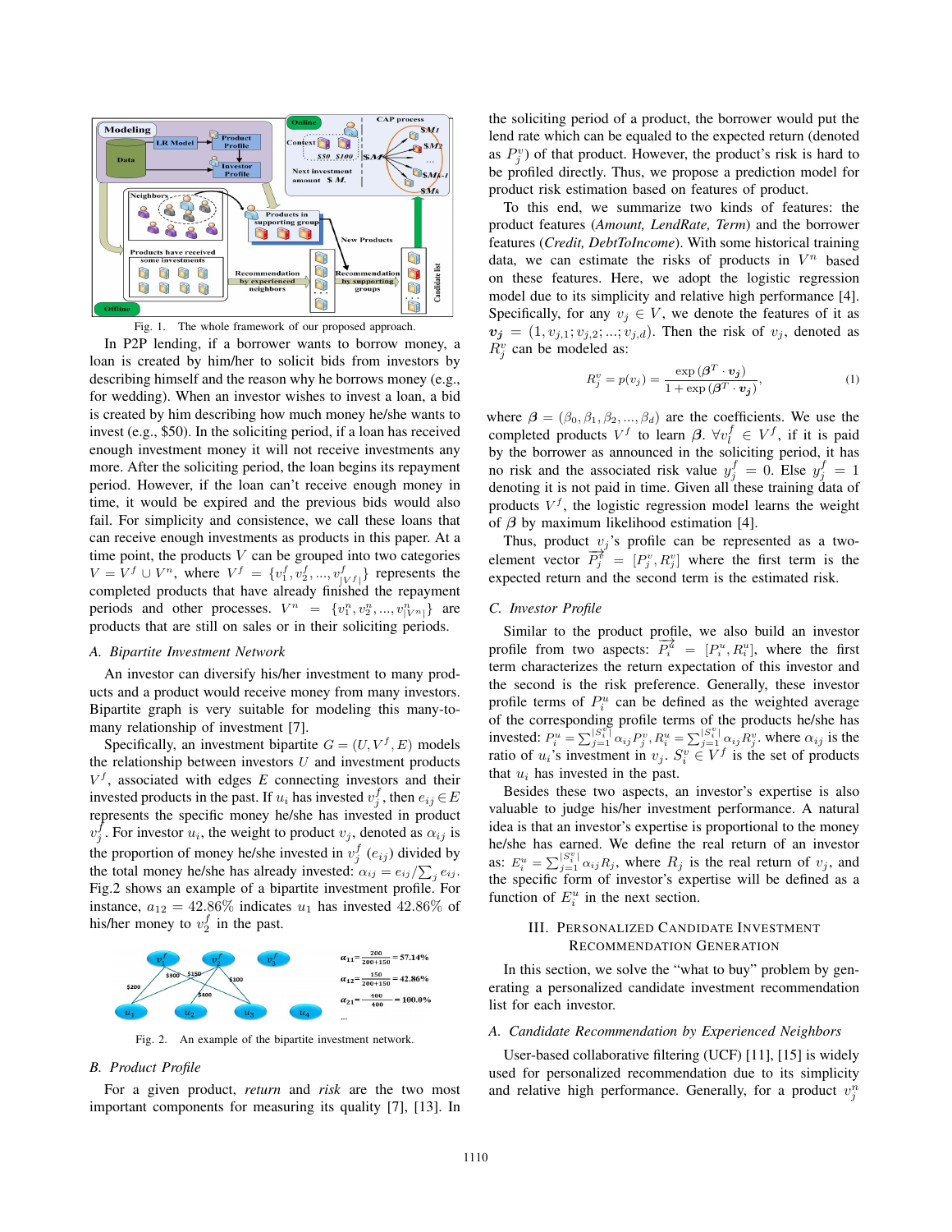Fig. 1. The whole framework of our proposed approach.

In P2P lending, if a borrower wants to borrow money, a loan is created by him/her to solicit bids from investors by describing himself and the reason why he borrows money (e.g., for wedding). When an investor wishes to invest a loan, a bid is created by him describing how much money he/she wants to invest (e.g., $50). In the soliciting period, if a loan has received enough investment money it will not receive investments any more. After the soliciting period, the loan begins its repayment period. However, if the loan can't receive enough money in time, it would be expired and the previous bids would also fail. For simplicity and consistence, we call these loans that can receive enough investments as products in this paper. At a time point, the products $V$ can be grouped into two categories $V = V^f \cup V^n$, where $V^f = \{v_1^f, v_2^f, ..., v_{|V^f|}^f\}$ represents the completed products that have already finished the repayment periods and other processes. $V^n = \{v_1^n, v_2^n, ..., v_{|V^n|}^n\}$ are products that are still on sales or in their soliciting periods.

### A. Bipartite Investment Network

An investor can diversify his/her investment to many products and a product would receive money from many investors. Bipartite graph is very suitable for modeling this many-to-many relationship of investment [7].

Specifically, an investment bipartite $G = (U, V^f, E)$ models the relationship between investors $U$ and investment products $V^f$, associated with edges $E$ connecting investors and their invested products in the past. If $u_i$ has invested $v_j^f$, then $e_{ij} \in E$ represents the specific money he/she has invested in product $v_j^f$. For investor $u_i$, the weight to product $v_j$, denoted as $\alpha_{ij}$ is the proportion of money he/she invested in $v_j^f$ ($e_{ij}$) divided by the total money he/she has already invested: $\alpha_{ij} = e_{ij} / \sum_j e_{ij}$. Fig.2 shows an example of a bipartite investment profile. For instance, $a_{12} = 42.86\%$ indicates $u_1$ has invested 42.86% of his/her money to $v_2^f$ in the past.

$\alpha_{11} = \frac{200}{200+150} = 57.14\%$

$\alpha_{12} = \frac{150}{200+150} = 42.86\%$

$\alpha_{21} = \frac{400}{400} = 100.0\%$

...

Fig. 2. An example of the bipartite investment network.

### B. Product Profile

For a given product, *return* and *risk* are the two most important components for measuring its quality [7], [13]. In the soliciting period of a product, the borrower would put the lend rate which can be equaled to the expected return (denoted as $P_j^v$) of that product. However, the product's risk is hard to be profiled directly. Thus, we propose a prediction model for product risk estimation based on features of product.

To this end, we summarize two kinds of features: the product features (*Amount, LendRate, Term*) and the borrower features (*Credit, DebtToIncome*). With some historical training data, we can estimate the risks of products in $V^n$ based on these features. Here, we adopt the logistic regression model due to its simplicity and relative high performance [4]. Specifically, for any $v_j \in V$, we denote the features of it as $\boldsymbol{v_j} = (1, v_{j,1}; v_{j,2}; ...; v_{j,d})$. Then the risk of $v_j$, denoted as $R_j^v$ can be modeled as:

$$R_j^v = p(v_j) = \frac{\exp(\boldsymbol{\beta}^T \cdot \boldsymbol{v_j})}{1 + \exp(\boldsymbol{\beta}^T \cdot \boldsymbol{v_j})}, \tag{1}$$

where $\boldsymbol{\beta} = (\beta_0, \beta_1, \beta_2, ..., \beta_d)$ are the coefficients. We use the completed products $V^f$ to learn $\boldsymbol{\beta}$. $\forall v_l^f \in V^f$, if it is paid by the borrower as announced in the soliciting period, it has no risk and the associated risk value $y_j^f = 0$. Else $y_j^f = 1$ denoting it is not paid in time. Given all these training data of products $V^f$, the logistic regression model learns the weight of $\boldsymbol{\beta}$ by maximum likelihood estimation [4].

Thus, product $v_j$'s profile can be represented as a two-element vector $\overrightarrow{P_j^v} = [P_j^v, R_j^v]$ where the first term is the expected return and the second term is the estimated risk.

### C. Investor Profile

Similar to the product profile, we also build an investor profile from two aspects: $\overrightarrow{P_i^u} = [P_i^u, R_i^u]$, where the first term characterizes the return expectation of this investor and the second is the risk preference. Generally, these investor profile terms of $P_i^u$ can be defined as the weighted average of the corresponding profile terms of the products he/she has invested: $P_i^u = \sum_{j=1}^{|S_i^v|} \alpha_{ij} P_j^v, R_i^u = \sum_{j=1}^{|S_i^v|} \alpha_{ij} R_j^v$. where $\alpha_{ij}$ is the ratio of $u_i$'s investment in $v_j$. $S_i^v \in V^f$ is the set of products that $u_i$ has invested in the past.

Besides these two aspects, an investor's expertise is also valuable to judge his/her investment performance. A natural idea is that an investor's expertise is proportional to the money he/she has earned. We define the real return of an investor as: $E_i^u = \sum_{j=1}^{|S_i^v|} \alpha_{ij} R_j$, where $R_j$ is the real return of $v_j$, and the specific form of investor's expertise will be defined as a function of $E_i^u$ in the next section.

## III. Personalized Candidate Investment Recommendation Generation

In this section, we solve the "what to buy" problem by generating a personalized candidate investment recommendation list for each investor.

### A. Candidate Recommendation by Experienced Neighbors

User-based collaborative filtering (UCF) [11], [15] is widely used for personalized recommendation due to its simplicity and relative high performance. Generally, for a product $v_j^n$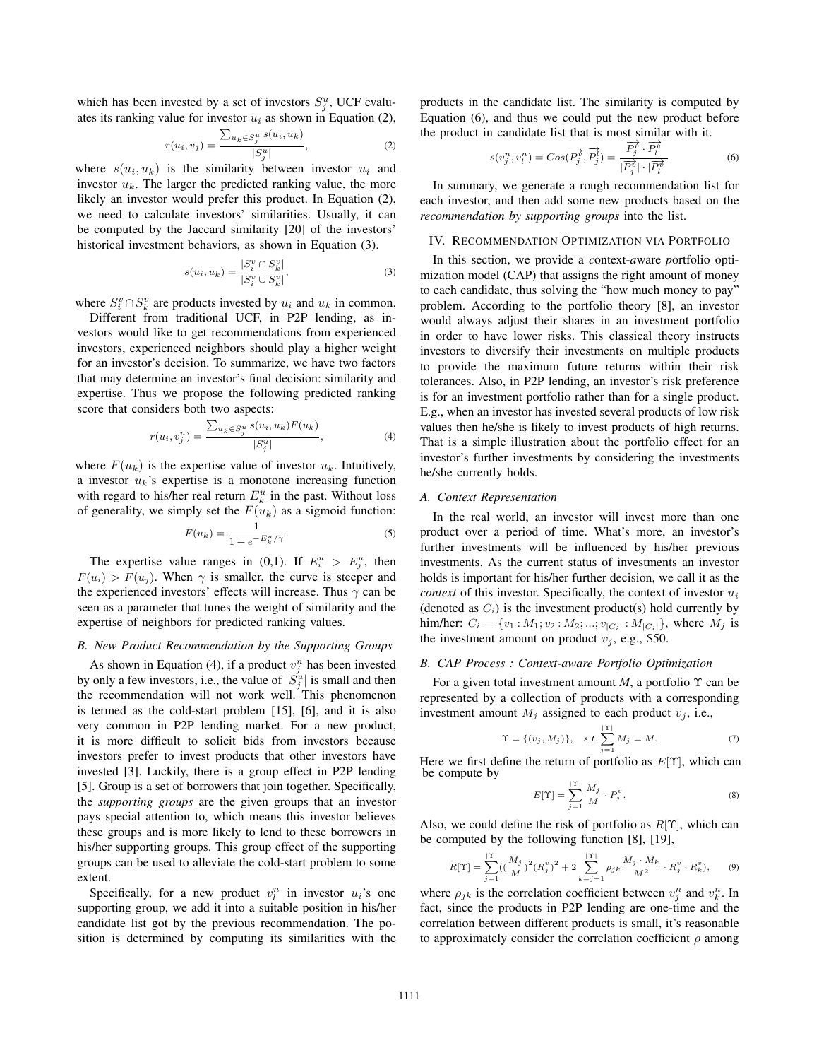which has been invested by a set of investors $S_j^u$, UCF evaluates its ranking value for investor $u_i$ as shown in Equation (2),

$$r(u_i, v_j) = \frac{\sum_{u_k \in S_j^u} s(u_i, u_k)}{|S_j^u|}, \tag{2}$$

where $s(u_i, u_k)$ is the similarity between investor $u_i$ and investor $u_k$. The larger the predicted ranking value, the more likely an investor would prefer this product. In Equation (2), we need to calculate investors' similarities. Usually, it can be computed by the Jaccard similarity [20] of the investors' historical investment behaviors, as shown in Equation (3).

$$s(u_i, u_k) = \frac{|S_i^v \cap S_k^v|}{|S_i^v \cup S_k^v|}, \tag{3}$$

where $S_i^v \cap S_k^v$ are products invested by $u_i$ and $u_k$ in common.

Different from traditional UCF, in P2P lending, as investors would like to get recommendations from experienced investors, experienced neighbors should play a higher weight for an investor's decision. To summarize, we have two factors that may determine an investor's final decision: similarity and expertise. Thus we propose the following predicted ranking score that considers both two aspects:

$$r(u_i, v_j^n) = \frac{\sum_{u_k \in S_j^u} s(u_i, u_k) F(u_k)}{|S_j^u|}, \tag{4}$$

where $F(u_k)$ is the expertise value of investor $u_k$. Intuitively, a investor $u_k$'s expertise is a monotone increasing function with regard to his/her real return $E_k^u$ in the past. Without loss of generality, we simply set the $F(u_k)$ as a sigmoid function:

$$F(u_k) = \frac{1}{1 + e^{-E_k^u/\gamma}}. \tag{5}$$

The expertise value ranges in (0,1). If $E_i^u > E_j^u$, then $F(u_i) > F(u_j)$. When $\gamma$ is smaller, the curve is steeper and the experienced investors' effects will increase. Thus $\gamma$ can be seen as a parameter that tunes the weight of similarity and the expertise of neighbors for predicted ranking values.

### B. New Product Recommendation by the Supporting Groups

As shown in Equation (4), if a product $v_j^n$ has been invested by only a few investors, i.e., the value of $|S_j^u|$ is small and then the recommendation will not work well. This phenomenon is termed as the cold-start problem [15], [6], and it is also very common in P2P lending market. For a new product, it is more difficult to solicit bids from investors because investors prefer to invest products that other investors have invested [3]. Luckily, there is a group effect in P2P lending [5]. Group is a set of borrowers that join together. Specifically, the *supporting groups* are the given groups that an investor pays special attention to, which means this investor believes these groups and is more likely to lend to these borrowers in his/her supporting groups. This group effect of the supporting groups can be used to alleviate the cold-start problem to some extent.

Specifically, for a new product $v_l^n$ in investor $u_i$'s one supporting group, we add it into a suitable position in his/her candidate list got by the previous recommendation. The position is determined by computing its similarities with the products in the candidate list. The similarity is computed by Equation (6), and thus we could put the new product before the product in candidate list that is most similar with it.

$$s(v_j^n, v_l^n) = Cos(\overrightarrow{P_j^{\delta}}, \overrightarrow{P_j^{\delta}}) = \frac{\overrightarrow{P_j^{\delta}} \cdot \overrightarrow{P_l^{\delta}}}{|\overrightarrow{P_j^{\delta}}| \cdot |\overrightarrow{P_l^{\delta}}|} \tag{6}$$

In summary, we generate a rough recommendation list for each investor, and then add some new products based on the *recommendation by supporting groups* into the list.

## IV. Recommendation Optimization via Portfolio

In this section, we provide a *c*ontext-*a*ware *p*ortfolio optimization model (CAP) that assigns the right amount of money to each candidate, thus solving the "how much money to pay" problem. According to the portfolio theory [8], an investor would always adjust their shares in an investment portfolio in order to have lower risks. This classical theory instructs investors to diversify their investments on multiple products to provide the maximum future returns within their risk tolerances. Also, in P2P lending, an investor's risk preference is for an investment portfolio rather than for a single product. E.g., when an investor has invested several products of low risk values then he/she is likely to invest products of high returns. That is a simple illustration about the portfolio effect for an investor's further investments by considering the investments he/she currently holds.

### A. Context Representation

In the real world, an investor will invest more than one product over a period of time. What's more, an investor's further investments will be influenced by his/her previous investments. As the current status of investments an investor holds is important for his/her further decision, we call it as the *context* of this investor. Specifically, the context of investor $u_i$ (denoted as $C_i$) is the investment product(s) hold currently by him/her: $C_i = \{v_1 : M_1; v_2 : M_2; ...; v_{|C_i|} : M_{|C_i|}\}$, where $M_j$ is the investment amount on product $v_j$, e.g., \$50.

### B. CAP Process : Context-aware Portfolio Optimization

For a given total investment amount *M*, a portfolio $\Upsilon$ can be represented by a collection of products with a corresponding investment amount $M_j$ assigned to each product $v_j$, i.e.,

$$\Upsilon = \{(v_j, M_j)\}, \quad s.t. \sum_{j=1}^{|\Upsilon|} M_j = M. \tag{7}$$

Here we first define the return of portfolio as $E[\Upsilon]$, which can be compute by

$$E[\Upsilon] = \sum_{j=1}^{|\Upsilon|} \frac{M_j}{M} \cdot P_j^v. \tag{8}$$

Also, we could define the risk of portfolio as $R[\Upsilon]$, which can be computed by the following function [8], [19],

$$R[\Upsilon] = \sum_{j=1}^{|\Upsilon|} ((\frac{M_j}{M})^2 (R_j^v)^2 + 2 \sum_{k=j+1}^{|\Upsilon|} \rho_{jk} \frac{M_j \cdot M_k}{M^2} \cdot R_j^v \cdot R_k^v), \tag{9}$$

where $\rho_{jk}$ is the correlation coefficient between $v_j^n$ and $v_k^n$. In fact, since the products in P2P lending are one-time and the correlation between different products is small, it's reasonable to approximately consider the correlation coefficient $\rho$ among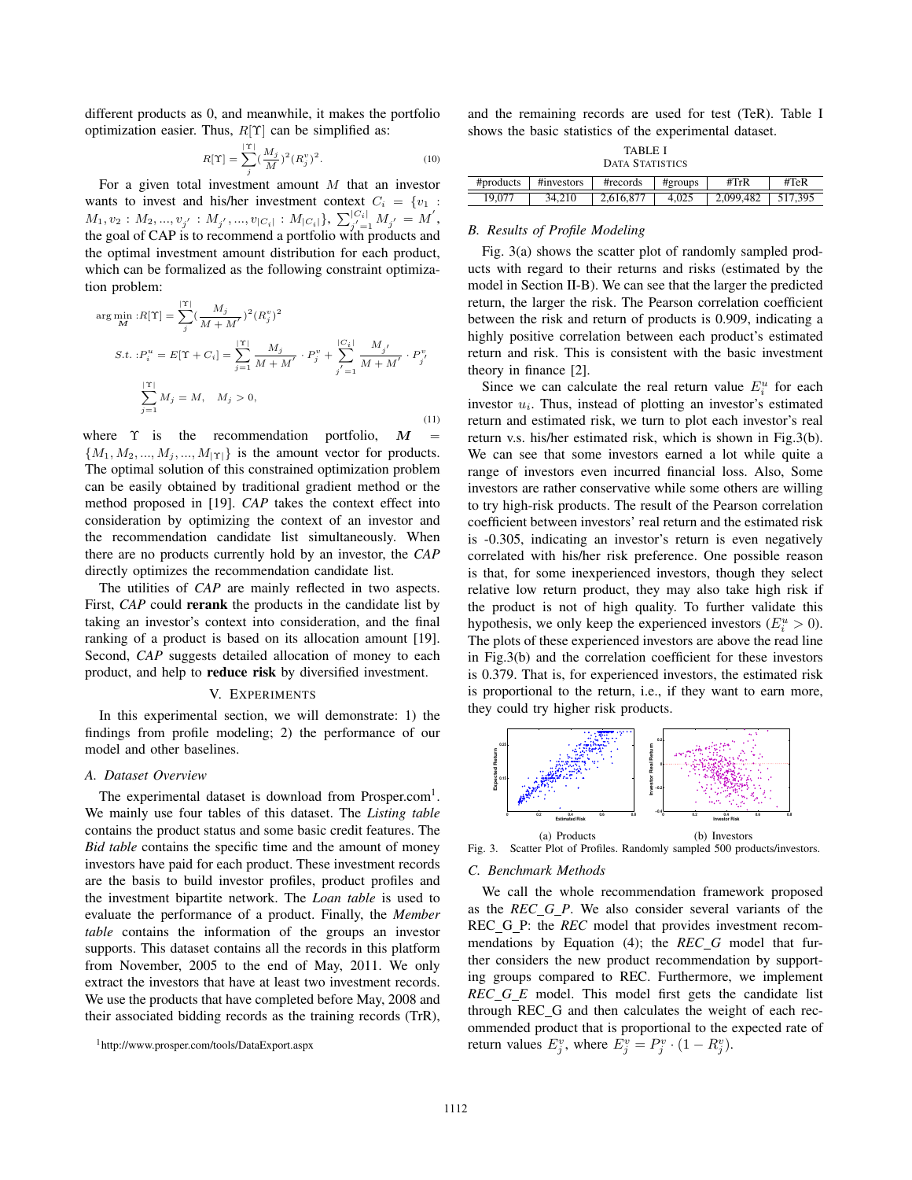different products as 0, and meanwhile, it makes the portfolio optimization easier. Thus, $R[\Upsilon]$ can be simplified as:

$$R[\Upsilon] = \sum_{j}^{|\Upsilon|} (\frac{M_j}{M})^2 (R_j^v)^2. \tag{10}$$

For a given total investment amount $M$ that an investor wants to invest and his/her investment context $C_i = \{v_1 : M_1, v_2 : M_2, ..., v_{j'} : M_{j'}, ..., v_{|C_i|} : M_{|C_i|}\}$, $\sum_{j'=1}^{|C_i|} M_{j'} = M'$, the goal of CAP is to recommend a portfolio with products and the optimal investment amount distribution for each product, which can be formalized as the following constraint optimization problem:

$$\begin{aligned}
\arg\min_{\boldsymbol{M}} : & R[\Upsilon] = \sum_{j}^{|\Upsilon|} (\frac{M_j}{M + M'})^2 (R_j^v)^2 \\
S.t. : & P_i^u = E[\Upsilon + C_i] = \sum_{j=1}^{|\Upsilon|} \frac{M_j}{M + M'} \cdot P_j^v + \sum_{j'=1}^{|C_i|} \frac{M_{j'}}{M + M'} \cdot P_{j'}^v \\
& \sum_{j=1}^{|\Upsilon|} M_j = M, \quad M_j > 0,
\end{aligned} \tag{11}$$

where $\Upsilon$ is the recommendation portfolio, $\boldsymbol{M} = \{M_1, M_2, ..., M_j, ..., M_{|\Upsilon|}\}$ is the amount vector for products. The optimal solution of this constrained optimization problem can be easily obtained by traditional gradient method or the method proposed in [19]. *CAP* takes the context effect into consideration by optimizing the context of an investor and the recommendation candidate list simultaneously. When there are no products currently hold by an investor, the *CAP* directly optimizes the recommendation candidate list.

The utilities of *CAP* are mainly reflected in two aspects. First, *CAP* could **rerank** the products in the candidate list by taking an investor's context into consideration, and the final ranking of a product is based on its allocation amount [19]. Second, *CAP* suggests detailed allocation of money to each product, and help to **reduce risk** by diversified investment.

## V. Experiments

In this experimental section, we will demonstrate: 1) the findings from profile modeling; 2) the performance of our model and other baselines.

### A. Dataset Overview

The experimental dataset is download from Prosper.com[1]. We mainly use four tables of this dataset. The *Listing table* contains the product status and some basic credit features. The *Bid table* contains the specific time and the amount of money investors have paid for each product. These investment records are the basis to build investor profiles, product profiles and the investment bipartite network. The *Loan table* is used to evaluate the performance of a product. Finally, the *Member table* contains the information of the groups an investor supports. This dataset contains all the records in this platform from November, 2005 to the end of May, 2011. We only extract the investors that have at least two investment records. We use the products that have completed before May, 2008 and their associated bidding records as the training records (TrR), and the remaining records are used for test (TeR). Table I shows the basic statistics of the experimental dataset.

[1] http://www.prosper.com/tools/DataExport.aspx

TABLE I
Data Statistics

| #products | #investors | #records | #groups | #TrR | #TeR |
|---|---|---|---|---|---|
| 19,077 | 34,210 | 2,616,877 | 4,025 | 2,099,482 | 517,395 |

### B. Results of Profile Modeling

Fig. 3(a) shows the scatter plot of randomly sampled products with regard to their returns and risks (estimated by the model in Section II-B). We can see that the larger the predicted return, the larger the risk. The Pearson correlation coefficient between the risk and return of products is 0.909, indicating a highly positive correlation between each product's estimated return and risk. This is consistent with the basic investment theory in finance [2].

Since we can calculate the real return value $E_i^u$ for each investor $u_i$. Thus, instead of plotting an investor's estimated return and estimated risk, we turn to plot each investor's real return v.s. his/her estimated risk, which is shown in Fig.3(b). We can see that some investors earned a lot while quite a range of investors even incurred financial loss. Also, Some investors are rather conservative while some others are willing to try high-risk products. The result of the Pearson correlation coefficient between investors' real return and the estimated risk is -0.305, indicating an investor's return is even negatively correlated with his/her risk preference. One possible reason is that, for some inexperienced investors, though they select relative low return product, they may also take high risk if the product is not of high quality. To further validate this hypothesis, we only keep the experienced investors ($E_i^u > 0$). The plots of these experienced investors are above the read line in Fig.3(b) and the correlation coefficient for these investors is 0.379. That is, for experienced investors, the estimated risk is proportional to the return, i.e., if they want to earn more, they could try higher risk products.

(a) Products (b) Investors

Fig. 3. Scatter Plot of Profiles. Randomly sampled 500 products/investors.

### C. Benchmark Methods

We call the whole recommendation framework proposed as the *REC_G_P*. We also consider several variants of the REC_G_P: the *REC* model that provides investment recommendations by Equation (4); the *REC_G* model that further considers the new product recommendation by supporting groups compared to REC. Furthermore, we implement *REC_G_E* model. This model first gets the candidate list through REC_G and then calculates the weight of each recommended product that is proportional to the expected rate of return values $E_j^v$, where $E_j^v = P_j^v \cdot (1 - R_j^v)$.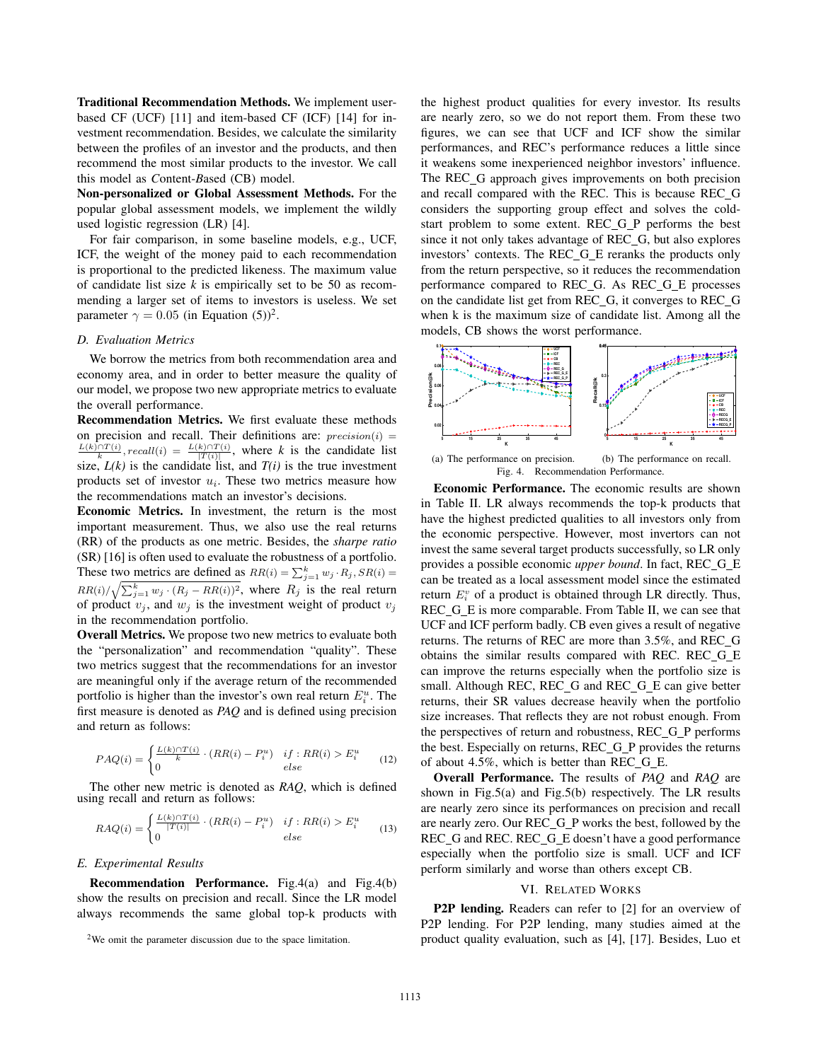**Traditional Recommendation Methods.** We implement user-based CF (UCF) [11] and item-based CF (ICF) [14] for investment recommendation. Besides, we calculate the similarity between the profiles of an investor and the products, and then recommend the most similar products to the investor. We call this model as *C*ontent-*B*ased (CB) model.

**Non-personalized or Global Assessment Methods.** For the popular global assessment models, we implement the wildly used logistic regression (LR) [4].

For fair comparison, in some baseline models, e.g., UCF, ICF, the weight of the money paid to each recommendation is proportional to the predicted likeness. The maximum value of candidate list size *k* is empirically set to be 50 as recommending a larger set of items to investors is useless. We set parameter $\gamma = 0.05$ (in Equation (5))[2].

### D. Evaluation Metrics

We borrow the metrics from both recommendation area and economy area, and in order to better measure the quality of our model, we propose two new appropriate metrics to evaluate the overall performance.

**Recommendation Metrics.** We first evaluate these methods on precision and recall. Their definitions are: $precision(i) = \frac{L(k) \cap T(i)}{k}, recall(i) = \frac{L(k) \cap T(i)}{|T(i)|}$, where $k$ is the candidate list size, *L(k)* is the candidate list, and *T(i)* is the true investment products set of investor $u_i$. These two metrics measure how the recommendations match an investor's decisions.

**Economic Metrics.** In investment, the return is the most important measurement. Thus, we also use the real returns (RR) of the products as one metric. Besides, the *sharpe ratio* (SR) [16] is often used to evaluate the robustness of a portfolio. These two metrics are defined as $RR(i) = \sum_{j=1}^{k} w_j \cdot R_j, SR(i) = RR(i)/\sqrt{\sum_{j=1}^{k} w_j \cdot (R_j - RR(i))^2}$, where $R_j$ is the real return of product $v_j$, and $w_j$ is the investment weight of product $v_j$ in the recommendation portfolio.

**Overall Metrics.** We propose two new metrics to evaluate both the "personalization" and recommendation "quality". These two metrics suggest that the recommendations for an investor are meaningful only if the average return of the recommended portfolio is higher than the investor's own real return $E_i^u$. The first measure is denoted as *PAQ* and is defined using precision and return as follows:

$$PAQ(i) = \begin{cases} \frac{L(k) \cap T(i)}{k} \cdot (RR(i) - P_i^u) & if : RR(i) > E_i^u \\ 0 & else \end{cases} \quad (12)$$

The other new metric is denoted as *RAQ*, which is defined using recall and return as follows:

$$RAQ(i) = \begin{cases} \frac{L(k) \cap T(i)}{|T(i)|} \cdot (RR(i) - P_i^u) & if : RR(i) > E_i^u \\ 0 & else \end{cases} \quad (13)$$

### E. Experimental Results

**Recommendation Performance.** Fig.4(a) and Fig.4(b) show the results on precision and recall. Since the LR model always recommends the same global top-k products with the highest product qualities for every investor. Its results are nearly zero, so we do not report them. From these two figures, we can see that UCF and ICF show the similar performances, and REC's performance reduces a little since it weakens some inexperienced neighbor investors' influence. The REC_G approach gives improvements on both precision and recall compared with the REC. This is because REC_G considers the supporting group effect and solves the cold-start problem to some extent. REC_G_P performs the best since it not only takes advantage of REC_G, but also explores investors' contexts. The REC_G_E reranks the products only from the return perspective, so it reduces the recommendation performance compared to REC_G. As REC_G_E processes on the candidate list get from REC_G, it converges to REC_G when k is the maximum size of candidate list. Among all the models, CB shows the worst performance.

(a) The performance on precision. (b) The performance on recall.

Fig. 4. Recommendation Performance.

**Economic Performance.** The economic results are shown in Table II. LR always recommends the top-k products that have the highest predicted qualities to all investors only from the economic perspective. However, most invertors can not invest the same several target products successfully, so LR only provides a possible economic *upper bound*. In fact, REC_G_E can be treated as a local assessment model since the estimated return $E_i^v$ of a product is obtained through LR directly. Thus, REC_G_E is more comparable. From Table II, we can see that UCF and ICF perform badly. CB even gives a result of negative returns. The returns of REC are more than 3.5%, and REC_G obtains the similar results compared with REC. REC_G_E can improve the returns especially when the portfolio size is small. Although REC, REC_G and REC_G_E can give better returns, their SR values decrease heavily when the portfolio size increases. That reflects they are not robust enough. From the perspectives of return and robustness, REC_G_P performs the best. Especially on returns, REC_G_P provides the returns of about 4.5%, which is better than REC_G_E.

**Overall Performance.** The results of *PAQ* and *RAQ* are shown in Fig.5(a) and Fig.5(b) respectively. The LR results are nearly zero since its performances on precision and recall are nearly zero. Our REC_G_P works the best, followed by the REC_G and REC. REC_G_E doesn't have a good performance especially when the portfolio size is small. UCF and ICF perform similarly and worse than others except CB.

## VI. Related Works

**P2P lending.** Readers can refer to [2] for an overview of P2P lending. For P2P lending, many studies aimed at the product quality evaluation, such as [4], [17]. Besides, Luo et

[2]We omit the parameter discussion due to the space limitation.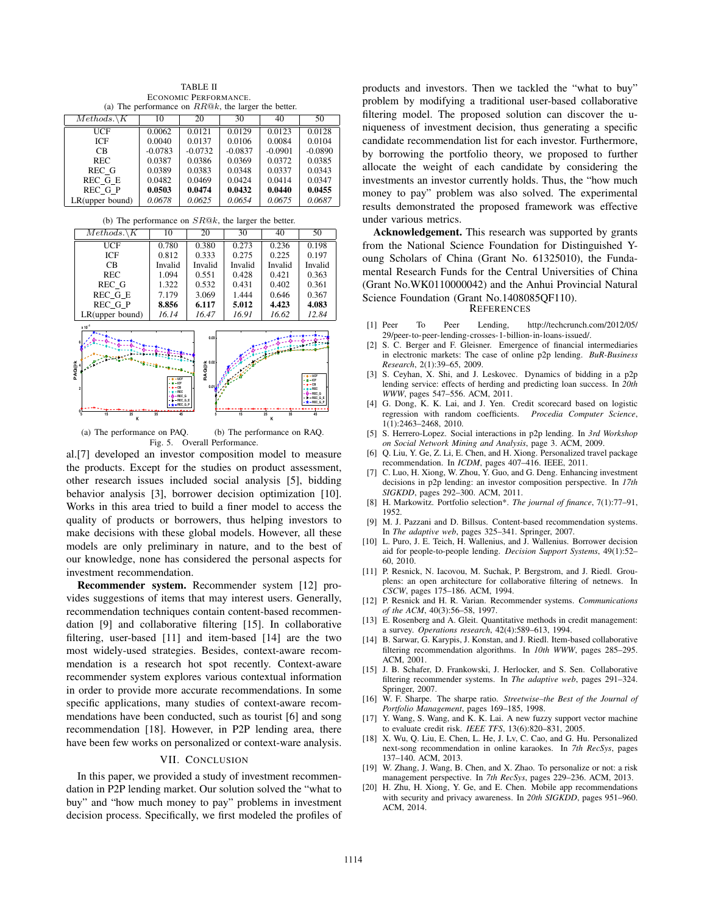TABLE II
ECONOMIC PERFORMANCE.

(a) The performance on $RR@k$, the larger the better.

| $Methods.\backslash K$ | 10 | 20 | 30 | 40 | 50 |
|---|---|---|---|---|---|
| UCF | 0.0062 | 0.0121 | 0.0129 | 0.0123 | 0.0128 |
| ICF | 0.0040 | 0.0137 | 0.0106 | 0.0084 | 0.0104 |
| CB | -0.0783 | -0.0732 | -0.0837 | -0.0901 | -0.0890 |
| REC | 0.0387 | 0.0386 | 0.0369 | 0.0372 | 0.0385 |
| REC_G | 0.0389 | 0.0383 | 0.0348 | 0.0337 | 0.0343 |
| REC_G_E | 0.0482 | 0.0469 | 0.0424 | 0.0414 | 0.0347 |
| REC_G_P | **0.0503** | **0.0474** | **0.0432** | **0.0440** | **0.0455** |
| LR(upper bound) | *0.0678* | *0.0625* | *0.0654* | *0.0675* | *0.0687* |

(b) The performance on $SR@k$, the larger the better.

| $Methods.\backslash K$ | 10 | 20 | 30 | 40 | 50 |
|---|---|---|---|---|---|
| UCF | 0.780 | 0.380 | 0.273 | 0.236 | 0.198 |
| ICF | 0.812 | 0.333 | 0.275 | 0.225 | 0.197 |
| CB | Invalid | Invalid | Invalid | Invalid | Invalid |
| REC | 1.094 | 0.551 | 0.428 | 0.421 | 0.363 |
| REC_G | 1.322 | 0.532 | 0.431 | 0.402 | 0.361 |
| REC_G_E | 7.179 | 3.069 | 1.444 | 0.646 | 0.367 |
| REC_G_P | **8.856** | **6.117** | **5.012** | **4.423** | **4.083** |
| LR(upper bound) | *16.14* | *16.47* | *16.91* | *16.62* | *12.84* |

(a) The performance on PAQ. (b) The performance on RAQ.

Fig. 5. Overall Performance.

al.[7] developed an investor composition model to measure the products. Except for the studies on product assessment, other research issues included social analysis [5], bidding behavior analysis [3], borrower decision optimization [10]. Works in this area tried to build a finer model to access the quality of products or borrowers, thus helping investors to make decisions with these global models. However, all these models are only preliminary in nature, and to the best of our knowledge, none has considered the personal aspects for investment recommendation.

**Recommender system.** Recommender system [12] provides suggestions of items that may interest users. Generally, recommendation techniques contain content-based recommendation [9] and collaborative filtering [15]. In collaborative filtering, user-based [11] and item-based [14] are the two most widely-used strategies. Besides, context-aware recommendation is a research hot spot recently. Context-aware recommender system explores various contextual information in order to provide more accurate recommendations. In some specific applications, many studies of context-aware recommendations have been conducted, such as tourist [6] and song recommendation [18]. However, in P2P lending area, there have been few works on personalized or context-ware analysis.

## VII. CONCLUSION

In this paper, we provided a study of investment recommendation in P2P lending market. Our solution solved the "what to buy" and "how much money to pay" problems in investment decision process. Specifically, we first modeled the profiles of products and investors. Then we tackled the "what to buy" problem by modifying a traditional user-based collaborative filtering model. The proposed solution can discover the uniqueness of investment decision, thus generating a specific candidate recommendation list for each investor. Furthermore, by borrowing the portfolio theory, we proposed to further allocate the weight of each candidate by considering the investments an investor currently holds. Thus, the "how much money to pay" problem was also solved. The experimental results demonstrated the proposed framework was effective under various metrics.

**Acknowledgement.** This research was supported by grants from the National Science Foundation for Distinguished Young Scholars of China (Grant No. 61325010), the Fundamental Research Funds for the Central Universities of China (Grant No.WK0110000042) and the Anhui Provincial Natural Science Foundation (Grant No.1408085QF110).

## REFERENCES

[1] Peer To Peer Lending, http://techcrunch.com/2012/05/29/peer-to-peer-lending-crosses-1-billion-in-loans-issued/.

[2] S. C. Berger and F. Gleisner. Emergence of financial intermediaries in electronic markets: The case of online p2p lending. *BuR-Business Research*, 2(1):39–65, 2009.

[3] S. Ceyhan, X. Shi, and J. Leskovec. Dynamics of bidding in a p2p lending service: effects of herding and predicting loan success. In *20th WWW*, pages 547–556. ACM, 2011.

[4] G. Dong, K. K. Lai, and J. Yen. Credit scorecard based on logistic regression with random coefficients. *Procedia Computer Science*, 1(1):2463–2468, 2010.

[5] S. Herrero-Lopez. Social interactions in p2p lending. In *3rd Workshop on Social Network Mining and Analysis*, page 3. ACM, 2009.

[6] Q. Liu, Y. Ge, Z. Li, E. Chen, and H. Xiong. Personalized travel package recommendation. In *ICDM*, pages 407–416. IEEE, 2011.

[7] C. Luo, H. Xiong, W. Zhou, Y. Guo, and G. Deng. Enhancing investment decisions in p2p lending: an investor composition perspective. In *17th SIGKDD*, pages 292–300. ACM, 2011.

[8] H. Markowitz. Portfolio selection*. *The journal of finance*, 7(1):77–91, 1952.

[9] M. J. Pazzani and D. Billsus. Content-based recommendation systems. In *The adaptive web*, pages 325–341. Springer, 2007.

[10] L. Puro, J. E. Teich, H. Wallenius, and J. Wallenius. Borrower decision aid for people-to-people lending. *Decision Support Systems*, 49(1):52–60, 2010.

[11] P. Resnick, N. Iacovou, M. Suchak, P. Bergstrom, and J. Riedl. Grouplens: an open architecture for collaborative filtering of netnews. In *CSCW*, pages 175–186. ACM, 1994.

[12] P. Resnick and H. R. Varian. Recommender systems. *Communications of the ACM*, 40(3):56–58, 1997.

[13] E. Rosenberg and A. Gleit. Quantitative methods in credit management: a survey. *Operations research*, 42(4):589–613, 1994.

[14] B. Sarwar, G. Karypis, J. Konstan, and J. Riedl. Item-based collaborative filtering recommendation algorithms. In *10th WWW*, pages 285–295. ACM, 2001.

[15] J. B. Schafer, D. Frankowski, J. Herlocker, and S. Sen. Collaborative filtering recommender systems. In *The adaptive web*, pages 291–324. Springer, 2007.

[16] W. F. Sharpe. The sharpe ratio. *Streetwise–the Best of the Journal of Portfolio Management*, pages 169–185, 1998.

[17] Y. Wang, S. Wang, and K. K. Lai. A new fuzzy support vector machine to evaluate credit risk. *IEEE TFS*, 13(6):820–831, 2005.

[18] X. Wu, Q. Liu, E. Chen, L. He, J. Lv, C. Cao, and G. Hu. Personalized next-song recommendation in online karaokes. In *7th RecSys*, pages 137–140. ACM, 2013.

[19] W. Zhang, J. Wang, B. Chen, and X. Zhao. To personalize or not: a risk management perspective. In *7th RecSys*, pages 229–236. ACM, 2013.

[20] H. Zhu, H. Xiong, Y. Ge, and E. Chen. Mobile app recommendations with security and privacy awareness. In *20th SIGKDD*, pages 951–960. ACM, 2014.